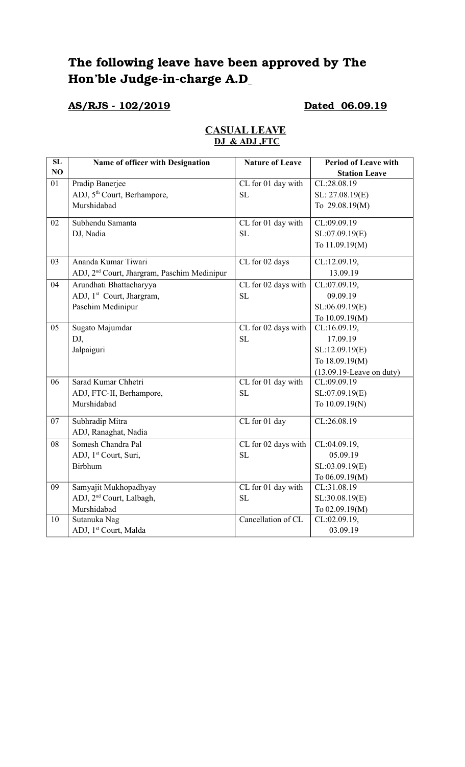# The following leave have been approved by The Hon'ble Judge-in-charge A.D

**AS/RJS - 102/2019** **Dated 06.09.19**

## CASUAL LEAVE

**DJ & ADJ ,FTC**

| SL NO | Name of officer with Designation | Nature of Leave | Period of Leave with Station Leave |
|---|---|---|---|
| 01 | Pradip Banerjee<br>ADJ, 5th Court, Berhampore,<br>Murshidabad | CL for 01 day with SL | CL:28.08.19<br>SL: 27.08.19(E)<br>To 29.08.19(M) |
| 02 | Subhendu Samanta<br>DJ, Nadia | CL for 01 day with SL | CL:09.09.19<br>SL:07.09.19(E)<br>To 11.09.19(M) |
| 03 | Ananda Kumar Tiwari<br>ADJ, 2nd Court, Jhargram, Paschim Medinipur | CL for 02 days | CL:12.09.19,<br>13.09.19 |
| 04 | Arundhati Bhattacharyya<br>ADJ, 1st Court, Jhargram,<br>Paschim Medinipur | CL for 02 days with SL | CL:07.09.19,<br>09.09.19<br>SL:06.09.19(E)<br>To 10.09.19(M) |
| 05 | Sugato Majumdar<br>DJ,<br>Jalpaiguri | CL for 02 days with SL | CL:16.09.19,<br>17.09.19<br>SL:12.09.19(E)<br>To 18.09.19(M)<br>(13.09.19-Leave on duty) |
| 06 | Sarad Kumar Chhetri<br>ADJ, FTC-II, Berhampore,<br>Murshidabad | CL for 01 day with SL | CL:09.09.19<br>SL:07.09.19(E)<br>To 10.09.19(N) |
| 07 | Subhradip Mitra<br>ADJ, Ranaghat, Nadia | CL for 01 day | CL:26.08.19 |
| 08 | Somesh Chandra Pal<br>ADJ, 1st Court, Suri,<br>Birbhum | CL for 02 days with SL | CL:04.09.19,<br>05.09.19<br>SL:03.09.19(E)<br>To 06.09.19(M) |
| 09 | Samyajit Mukhopadhyay<br>ADJ, 2nd Court, Lalbagh,<br>Murshidabad | CL for 01 day with SL | CL:31.08.19<br>SL:30.08.19(E)<br>To 02.09.19(M) |
| 10 | Sutanuka Nag<br>ADJ, 1st Court, Malda | Cancellation of CL | CL:02.09.19,<br>03.09.19 |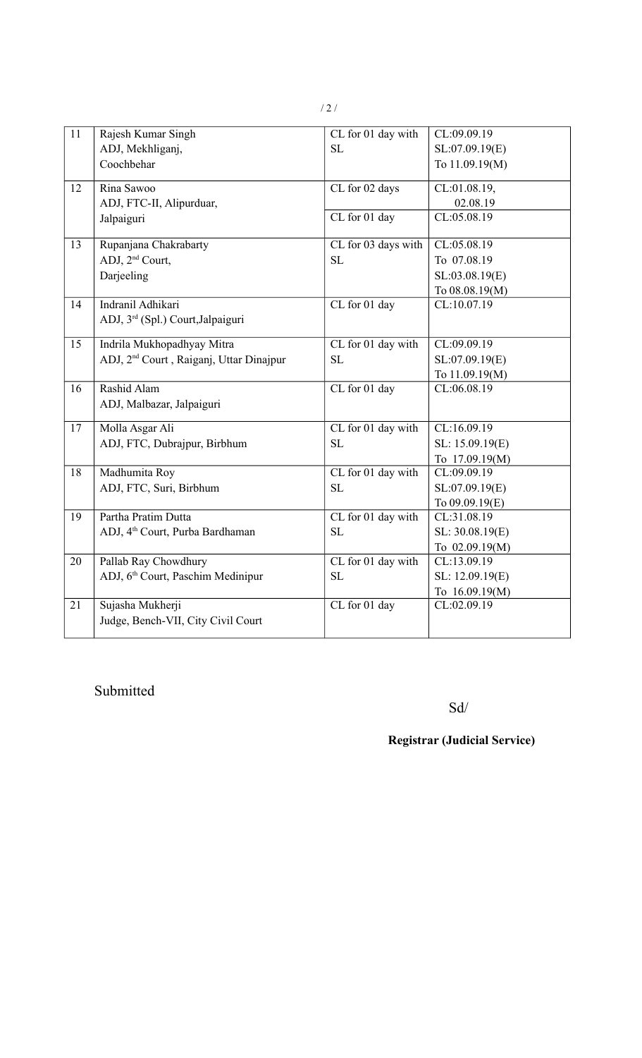| | | | |
|---|---|---|---|
| 11 | Rajesh Kumar Singh<br>ADJ, Mekhliganj,<br>Coochbehar | CL for 01 day with SL | CL:09.09.19<br>SL:07.09.19(E)<br>To 11.09.19(M) |
| 12 | Rina Sawoo<br>ADJ, FTC-II, Alipurduar,<br>Jalpaiguri | CL for 02 days | CL:01.08.19,<br>02.08.19 |
| | | CL for 01 day | CL:05.08.19 |
| 13 | Rupanjana Chakrabarty<br>ADJ, 2nd Court,<br>Darjeeling | CL for 03 days with SL | CL:05.08.19<br>To 07.08.19<br>SL:03.08.19(E)<br>To 08.08.19(M) |
| 14 | Indranil Adhikari<br>ADJ, 3rd (Spl.) Court,Jalpaiguri | CL for 01 day | CL:10.07.19 |
| 15 | Indrila Mukhopadhyay Mitra<br>ADJ, 2nd Court , Raiganj, Uttar Dinajpur | CL for 01 day with SL | CL:09.09.19<br>SL:07.09.19(E)<br>To 11.09.19(M) |
| 16 | Rashid Alam<br>ADJ, Malbazar, Jalpaiguri | CL for 01 day | CL:06.08.19 |
| 17 | Molla Asgar Ali<br>ADJ, FTC, Dubrajpur, Birbhum | CL for 01 day with SL | CL:16.09.19<br>SL: 15.09.19(E)<br>To 17.09.19(M) |
| 18 | Madhumita Roy<br>ADJ, FTC, Suri, Birbhum | CL for 01 day with SL | CL:09.09.19<br>SL:07.09.19(E)<br>To 09.09.19(E) |
| 19 | Partha Pratim Dutta<br>ADJ, 4th Court, Purba Bardhaman | CL for 01 day with SL | CL:31.08.19<br>SL: 30.08.19(E)<br>To 02.09.19(M) |
| 20 | Pallab Ray Chowdhury<br>ADJ, 6th Court, Paschim Medinipur | CL for 01 day with SL | CL:13.09.19<br>SL: 12.09.19(E)<br>To 16.09.19(M) |
| 21 | Sujasha Mukherji<br>Judge, Bench-VII, City Civil Court | CL for 01 day | CL:02.09.19 |

Submitted

Sd/

**Registrar (Judicial Service)**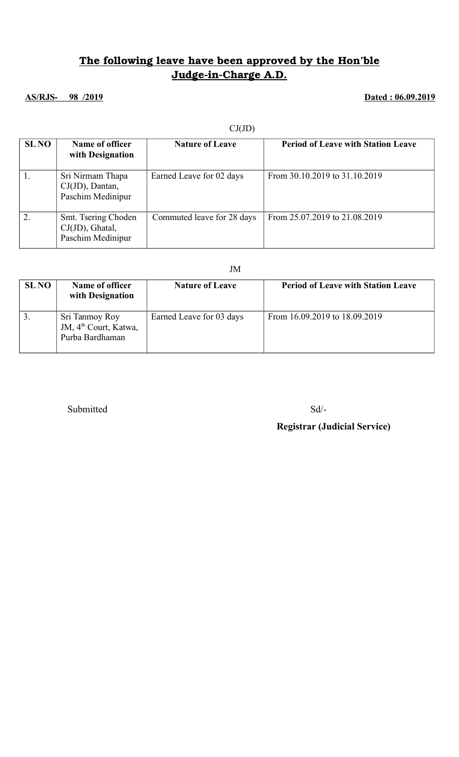## **The following leave have been approved by the Hon'ble Judge-in-Charge A.D.**

**AS/RJS- 98 /2019** **Dated : 06.09.2019**

CJ(JD)

| SL NO | Name of officer with Designation | Nature of Leave | Period of Leave with Station Leave |
|---|---|---|---|
| 1. | Sri Nirmam Thapa CJ(JD), Dantan, Paschim Medinipur | Earned Leave for 02 days | From 30.10.2019 to 31.10.2019 |
| 2. | Smt. Tsering Choden CJ(JD), Ghatal, Paschim Medinipur | Commuted leave for 28 days | From 25.07.2019 to 21.08.2019 |

JM

| SL NO | Name of officer with Designation | Nature of Leave | Period of Leave with Station Leave |
|---|---|---|---|
| 3. | Sri Tanmoy Roy JM, 4th Court, Katwa, Purba Bardhaman | Earned Leave for 03 days | From 16.09.2019 to 18.09.2019 |

Submitted

Sd/-

**Registrar (Judicial Service)**